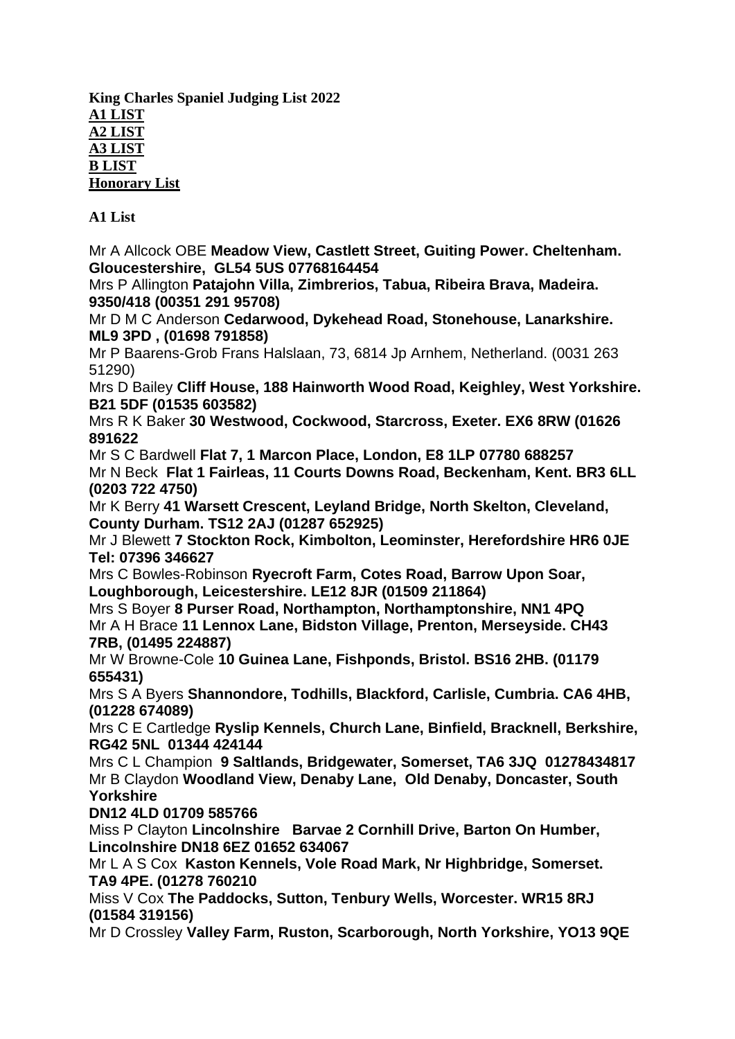**King Charles Spaniel Judging List 2022**
**A1 LIST**
**A2 LIST**
**A3 LIST**
**B LIST**
**Honorary List**

**A1 List**

Mr A Allcock OBE **Meadow View, Castlett Street, Guiting Power. Cheltenham. Gloucestershire, GL54 5US 07768164454**
Mrs P Allington **Patajohn Villa, Zimbrerios, Tabua, Ribeira Brava, Madeira. 9350/418 (00351 291 95708)**
Mr D M C Anderson **Cedarwood, Dykehead Road, Stonehouse, Lanarkshire. ML9 3PD , (01698 791858)**
Mr P Baarens-Grob Frans Halslaan, 73, 6814 Jp Arnhem, Netherland. (0031 263 51290)
Mrs D Bailey **Cliff House, 188 Hainworth Wood Road, Keighley, West Yorkshire. B21 5DF (01535 603582)**
Mrs R K Baker **30 Westwood, Cockwood, Starcross, Exeter. EX6 8RW (01626 891622**
Mr S C Bardwell **Flat 7, 1 Marcon Place, London, E8 1LP 07780 688257**
Mr N Beck **Flat 1 Fairleas, 11 Courts Downs Road, Beckenham, Kent. BR3 6LL (0203 722 4750)**
Mr K Berry **41 Warsett Crescent, Leyland Bridge, North Skelton, Cleveland, County Durham. TS12 2AJ (01287 652925)**
Mr J Blewett **7 Stockton Rock, Kimbolton, Leominster, Herefordshire HR6 0JE Tel: 07396 346627**
Mrs C Bowles-Robinson **Ryecroft Farm, Cotes Road, Barrow Upon Soar, Loughborough, Leicestershire. LE12 8JR (01509 211864)**
Mrs S Boyer **8 Purser Road, Northampton, Northamptonshire, NN1 4PQ**
Mr A H Brace **11 Lennox Lane, Bidston Village, Prenton, Merseyside. CH43 7RB, (01495 224887)**
Mr W Browne-Cole **10 Guinea Lane, Fishponds, Bristol. BS16 2HB. (01179 655431)**
Mrs S A Byers **Shannondore, Todhills, Blackford, Carlisle, Cumbria. CA6 4HB, (01228 674089)**
Mrs C E Cartledge **Ryslip Kennels, Church Lane, Binfield, Bracknell, Berkshire, RG42 5NL 01344 424144**
Mrs C L Champion **9 Saltlands, Bridgewater, Somerset, TA6 3JQ 01278434817**
Mr B Claydon **Woodland View, Denaby Lane, Old Denaby, Doncaster, South Yorkshire DN12 4LD 01709 585766**
Miss P Clayton **Lincolnshire Barvae 2 Cornhill Drive, Barton On Humber, Lincolnshire DN18 6EZ 01652 634067**
Mr L A S Cox **Kaston Kennels, Vole Road Mark, Nr Highbridge, Somerset. TA9 4PE. (01278 760210**
Miss V Cox **The Paddocks, Sutton, Tenbury Wells, Worcester. WR15 8RJ (01584 319156)**
Mr D Crossley **Valley Farm, Ruston, Scarborough, North Yorkshire, YO13 9QE**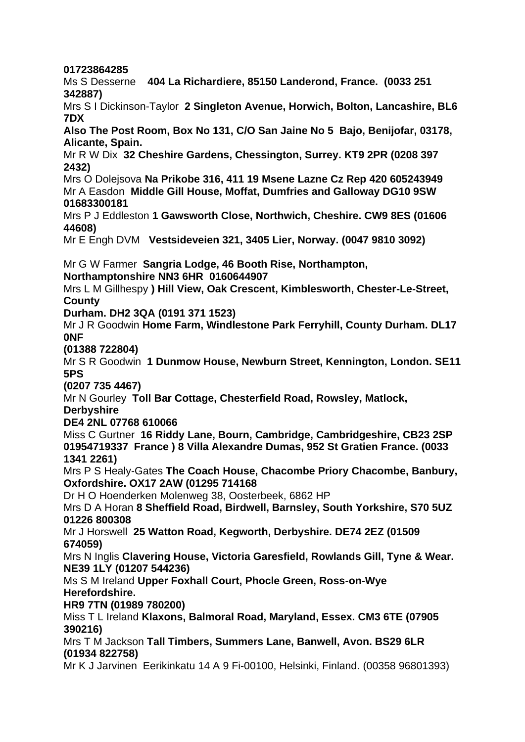**01723864285**

Ms S Desserne **404 La Richardiere, 85150 Landerond, France. (0033 251 342887)**

Mrs S I Dickinson-Taylor **2 Singleton Avenue, Horwich, Bolton, Lancashire, BL6 7DX**

**Also The Post Room, Box No 131, C/O San Jaine No 5 Bajo, Benijofar, 03178, Alicante, Spain.**

Mr R W Dix **32 Cheshire Gardens, Chessington, Surrey. KT9 2PR (0208 397 2432)**

Mrs O Dolejsova **Na Prikobe 316, 411 19 Msene Lazne Cz Rep 420 605243949**

Mr A Easdon **Middle Gill House, Moffat, Dumfries and Galloway DG10 9SW 01683300181**

Mrs P J Eddleston **1 Gawsworth Close, Northwich, Cheshire. CW9 8ES (01606 44608)**

Mr E Engh DVM **Vestsideveien 321, 3405 Lier, Norway. (0047 9810 3092)**

Mr G W Farmer **Sangria Lodge, 46 Booth Rise, Northampton, Northamptonshire NN3 6HR 0160644907**

Mrs L M Gillhespy **) Hill View, Oak Crescent, Kimblesworth, Chester-Le-Street, County Durham. DH2 3QA (0191 371 1523)**

Mr J R Goodwin **Home Farm, Windlestone Park Ferryhill, County Durham. DL17 0NF (01388 722804)**

Mr S R Goodwin **1 Dunmow House, Newburn Street, Kennington, London. SE11 5PS (0207 735 4467)**

Mr N Gourley **Toll Bar Cottage, Chesterfield Road, Rowsley, Matlock, Derbyshire DE4 2NL 07768 610066**

Miss C Gurtner **16 Riddy Lane, Bourn, Cambridge, Cambridgeshire, CB23 2SP 01954719337 France ) 8 Villa Alexandre Dumas, 952 St Gratien France. (0033 1341 2261)**

Mrs P S Healy-Gates **The Coach House, Chacombe Priory Chacombe, Banbury, Oxfordshire. OX17 2AW (01295 714168**

Dr H O Hoenderken Molenweg 38, Oosterbeek, 6862 HP

Mrs D A Horan **8 Sheffield Road, Birdwell, Barnsley, South Yorkshire, S70 5UZ 01226 800308**

Mr J Horswell **25 Watton Road, Kegworth, Derbyshire. DE74 2EZ (01509 674059)**

Mrs N Inglis **Clavering House, Victoria Garesfield, Rowlands Gill, Tyne & Wear. NE39 1LY (01207 544236)**

Ms S M Ireland **Upper Foxhall Court, Phocle Green, Ross-on-Wye Herefordshire. HR9 7TN (01989 780200)**

Miss T L Ireland **Klaxons, Balmoral Road, Maryland, Essex. CM3 6TE (07905 390216)**

Mrs T M Jackson **Tall Timbers, Summers Lane, Banwell, Avon. BS29 6LR (01934 822758)**

Mr K J Jarvinen Eerikinkatu 14 A 9 Fi-00100, Helsinki, Finland. (00358 96801393)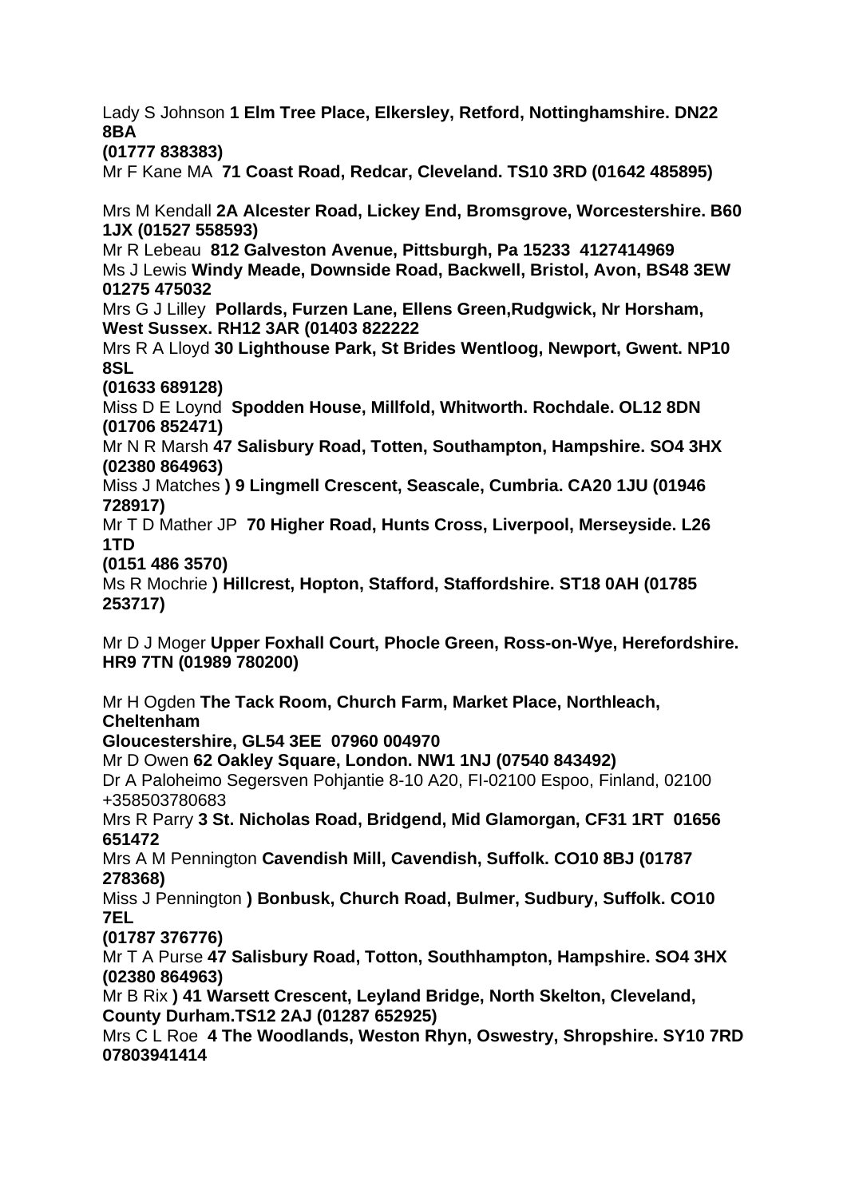Lady S Johnson **1 Elm Tree Place, Elkersley, Retford, Nottinghamshire. DN22 8BA (01777 838383)**

Mr F Kane MA **71 Coast Road, Redcar, Cleveland. TS10 3RD (01642 485895)**

Mrs M Kendall **2A Alcester Road, Lickey End, Bromsgrove, Worcestershire. B60 1JX (01527 558593)**

Mr R Lebeau **812 Galveston Avenue, Pittsburgh, Pa 15233 4127414969**

Ms J Lewis **Windy Meade, Downside Road, Backwell, Bristol, Avon, BS48 3EW 01275 475032**

Mrs G J Lilley **Pollards, Furzen Lane, Ellens Green,Rudgwick, Nr Horsham, West Sussex. RH12 3AR (01403 822222**

Mrs R A Lloyd **30 Lighthouse Park, St Brides Wentloog, Newport, Gwent. NP10 8SL (01633 689128)**

Miss D E Loynd **Spodden House, Millfold, Whitworth. Rochdale. OL12 8DN (01706 852471)**

Mr N R Marsh **47 Salisbury Road, Totten, Southampton, Hampshire. SO4 3HX (02380 864963)**

Miss J Matches **) 9 Lingmell Crescent, Seascale, Cumbria. CA20 1JU (01946 728917)**

Mr T D Mather JP **70 Higher Road, Hunts Cross, Liverpool, Merseyside. L26 1TD (0151 486 3570)**

Ms R Mochrie **) Hillcrest, Hopton, Stafford, Staffordshire. ST18 0AH (01785 253717)**

Mr D J Moger **Upper Foxhall Court, Phocle Green, Ross-on-Wye, Herefordshire. HR9 7TN (01989 780200)**

Mr H Ogden **The Tack Room, Church Farm, Market Place, Northleach, Cheltenham Gloucestershire, GL54 3EE 07960 004970**

Mr D Owen **62 Oakley Square, London. NW1 1NJ (07540 843492)**

Dr A Paloheimo Segersven Pohjantie 8-10 A20, FI-02100 Espoo, Finland, 02100 +358503780683

Mrs R Parry **3 St. Nicholas Road, Bridgend, Mid Glamorgan, CF31 1RT 01656 651472**

Mrs A M Pennington **Cavendish Mill, Cavendish, Suffolk. CO10 8BJ (01787 278368)**

Miss J Pennington **) Bonbusk, Church Road, Bulmer, Sudbury, Suffolk. CO10 7EL (01787 376776)**

Mr T A Purse **47 Salisbury Road, Totton, Southhampton, Hampshire. SO4 3HX (02380 864963)**

Mr B Rix **) 41 Warsett Crescent, Leyland Bridge, North Skelton, Cleveland, County Durham.TS12 2AJ (01287 652925)**

Mrs C L Roe **4 The Woodlands, Weston Rhyn, Oswestry, Shropshire. SY10 7RD 07803941414**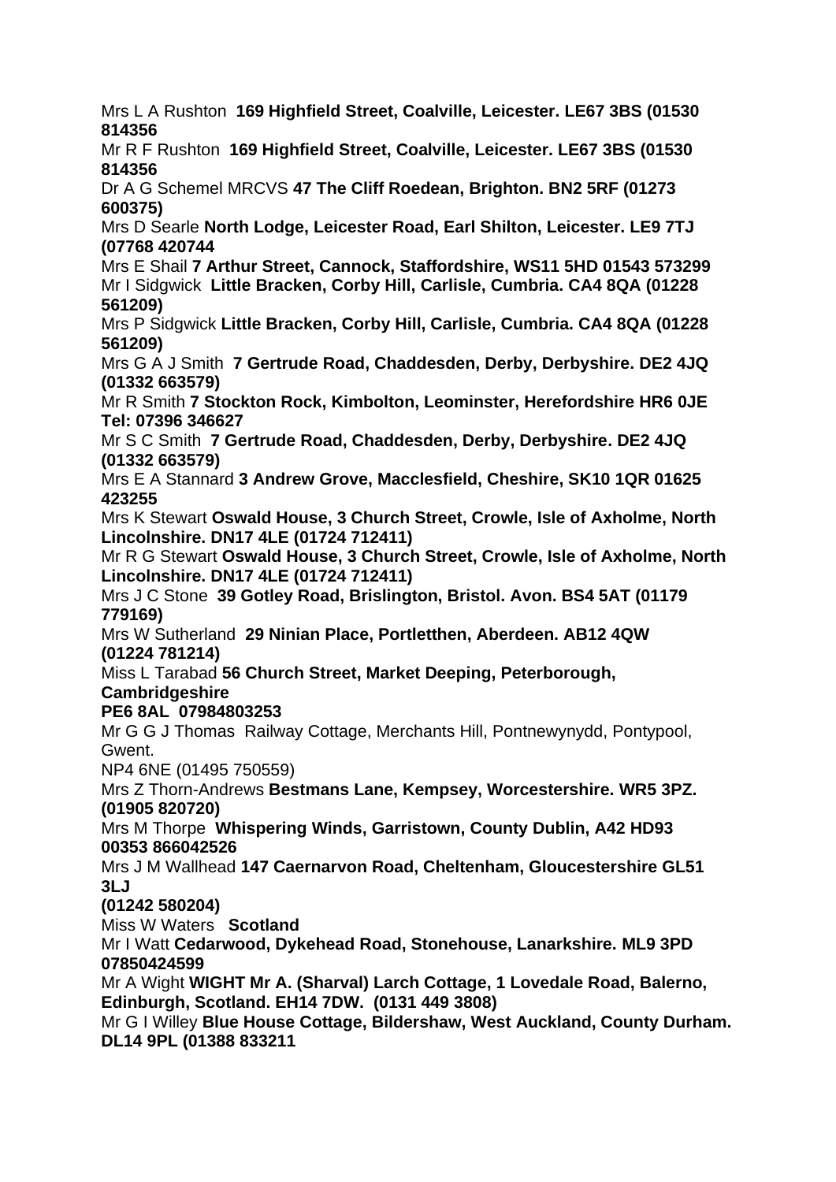Mrs L A Rushton **169 Highfield Street, Coalville, Leicester. LE67 3BS (01530 814356**

Mr R F Rushton **169 Highfield Street, Coalville, Leicester. LE67 3BS (01530 814356**

Dr A G Schemel MRCVS **47 The Cliff Roedean, Brighton. BN2 5RF (01273 600375)**

Mrs D Searle **North Lodge, Leicester Road, Earl Shilton, Leicester. LE9 7TJ (07768 420744**

Mrs E Shail **7 Arthur Street, Cannock, Staffordshire, WS11 5HD 01543 573299**

Mr I Sidgwick **Little Bracken, Corby Hill, Carlisle, Cumbria. CA4 8QA (01228 561209)**

Mrs P Sidgwick **Little Bracken, Corby Hill, Carlisle, Cumbria. CA4 8QA (01228 561209)**

Mrs G A J Smith **7 Gertrude Road, Chaddesden, Derby, Derbyshire. DE2 4JQ (01332 663579)**

Mr R Smith **7 Stockton Rock, Kimbolton, Leominster, Herefordshire HR6 0JE Tel: 07396 346627**

Mr S C Smith **7 Gertrude Road, Chaddesden, Derby, Derbyshire. DE2 4JQ (01332 663579)**

Mrs E A Stannard **3 Andrew Grove, Macclesfield, Cheshire, SK10 1QR 01625 423255**

Mrs K Stewart **Oswald House, 3 Church Street, Crowle, Isle of Axholme, North Lincolnshire. DN17 4LE (01724 712411)**

Mr R G Stewart **Oswald House, 3 Church Street, Crowle, Isle of Axholme, North Lincolnshire. DN17 4LE (01724 712411)**

Mrs J C Stone **39 Gotley Road, Brislington, Bristol. Avon. BS4 5AT (01179 779169)**

Mrs W Sutherland **29 Ninian Place, Portletthen, Aberdeen. AB12 4QW (01224 781214)**

Miss L Tarabad **56 Church Street, Market Deeping, Peterborough, Cambridgeshire**
**PE6 8AL 07984803253**

Mr G G J Thomas Railway Cottage, Merchants Hill, Pontnewynydd, Pontypool, Gwent.
NP4 6NE (01495 750559)

Mrs Z Thorn-Andrews **Bestmans Lane, Kempsey, Worcestershire. WR5 3PZ. (01905 820720)**

Mrs M Thorpe **Whispering Winds, Garristown, County Dublin, A42 HD93 00353 866042526**

Mrs J M Wallhead **147 Caernarvon Road, Cheltenham, Gloucestershire GL51 3LJ**
**(01242 580204)**

Miss W Waters **Scotland**

Mr I Watt **Cedarwood, Dykehead Road, Stonehouse, Lanarkshire. ML9 3PD 07850424599**

Mr A Wight **WIGHT Mr A. (Sharval) Larch Cottage, 1 Lovedale Road, Balerno, Edinburgh, Scotland. EH14 7DW. (0131 449 3808)**

Mr G I Willey **Blue House Cottage, Bildershaw, West Auckland, County Durham. DL14 9PL (01388 833211**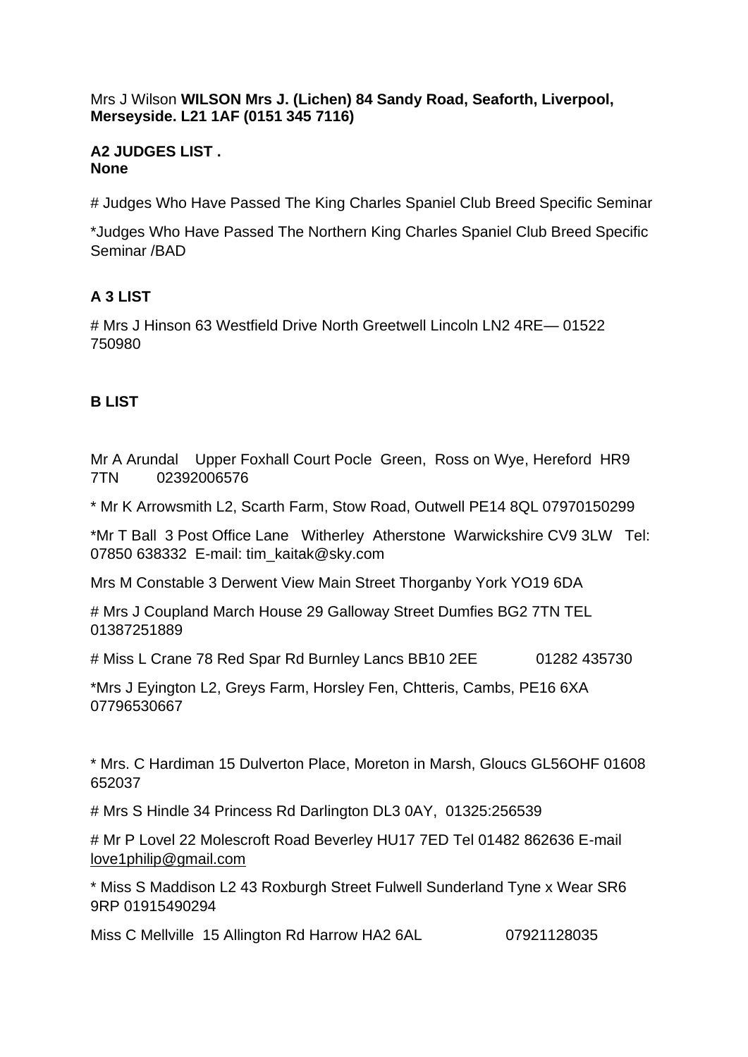Mrs J Wilson **WILSON Mrs J. (Lichen) 84 Sandy Road, Seaforth, Liverpool, Merseyside. L21 1AF (0151 345 7116)**

**A2 JUDGES LIST .**
**None**

# Judges Who Have Passed The King Charles Spaniel Club Breed Specific Seminar

*Judges Who Have Passed The Northern King Charles Spaniel Club Breed Specific Seminar /BAD

**A 3 LIST**

# Mrs J Hinson 63 Westfield Drive North Greetwell Lincoln LN2 4RE— 01522 750980

**B LIST**

Mr A Arundal Upper Foxhall Court Pocle Green, Ross on Wye, Hereford HR9 7TN 02392006576

* Mr K Arrowsmith L2, Scarth Farm, Stow Road, Outwell PE14 8QL 07970150299

*Mr T Ball 3 Post Office Lane Witherley Atherstone Warwickshire CV9 3LW Tel: 07850 638332 E-mail: tim_kaitak@sky.com

Mrs M Constable 3 Derwent View Main Street Thorganby York YO19 6DA

# Mrs J Coupland March House 29 Galloway Street Dumfies BG2 7TN TEL 01387251889

# Miss L Crane 78 Red Spar Rd Burnley Lancs BB10 2EE 01282 435730

*Mrs J Eyington L2, Greys Farm, Horsley Fen, Chtteris, Cambs, PE16 6XA 07796530667

* Mrs. C Hardiman 15 Dulverton Place, Moreton in Marsh, Gloucs GL56OHF 01608 652037

# Mrs S Hindle 34 Princess Rd Darlington DL3 0AY, 01325:256539

# Mr P Lovel 22 Molescroft Road Beverley HU17 7ED Tel 01482 862636 E-mail love1philip@gmail.com

* Miss S Maddison L2 43 Roxburgh Street Fulwell Sunderland Tyne x Wear SR6 9RP 01915490294

Miss C Mellville 15 Allington Rd Harrow HA2 6AL 07921128035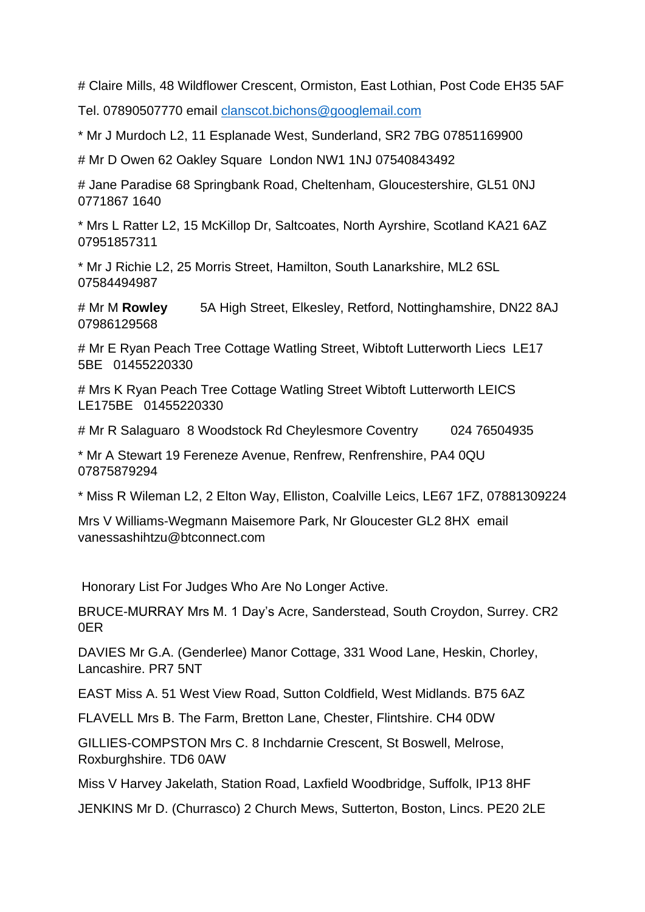# Claire Mills, 48 Wildflower Crescent, Ormiston, East Lothian, Post Code EH35 5AF

Tel. 07890507770 email clanscot.bichons@googlemail.com

* Mr J Murdoch L2, 11 Esplanade West, Sunderland, SR2 7BG 07851169900

# Mr D Owen 62 Oakley Square London NW1 1NJ 07540843492

# Jane Paradise 68 Springbank Road, Cheltenham, Gloucestershire, GL51 0NJ 0771867 1640

* Mrs L Ratter L2, 15 McKillop Dr, Saltcoates, North Ayrshire, Scotland KA21 6AZ 07951857311

* Mr J Richie L2, 25 Morris Street, Hamilton, South Lanarkshire, ML2 6SL 07584494987

# Mr M **Rowley** 5A High Street, Elkesley, Retford, Nottinghamshire, DN22 8AJ 07986129568

# Mr E Ryan Peach Tree Cottage Watling Street, Wibtoft Lutterworth Liecs LE17 5BE 01455220330

# Mrs K Ryan Peach Tree Cottage Watling Street Wibtoft Lutterworth LEICS LE175BE 01455220330

# Mr R Salaguaro 8 Woodstock Rd Cheylesmore Coventry 024 76504935

* Mr A Stewart 19 Fereneze Avenue, Renfrew, Renfrenshire, PA4 0QU 07875879294

* Miss R Wileman L2, 2 Elton Way, Elliston, Coalville Leics, LE67 1FZ, 07881309224

Mrs V Williams-Wegmann Maisemore Park, Nr Gloucester GL2 8HX email vanessashihtzu@btconnect.com

Honorary List For Judges Who Are No Longer Active.

BRUCE-MURRAY Mrs M. 1 Day's Acre, Sanderstead, South Croydon, Surrey. CR2 0ER

DAVIES Mr G.A. (Genderlee) Manor Cottage, 331 Wood Lane, Heskin, Chorley, Lancashire. PR7 5NT

EAST Miss A. 51 West View Road, Sutton Coldfield, West Midlands. B75 6AZ

FLAVELL Mrs B. The Farm, Bretton Lane, Chester, Flintshire. CH4 0DW

GILLIES-COMPSTON Mrs C. 8 Inchdarnie Crescent, St Boswell, Melrose, Roxburghshire. TD6 0AW

Miss V Harvey Jakelath, Station Road, Laxfield Woodbridge, Suffolk, IP13 8HF

JENKINS Mr D. (Churrasco) 2 Church Mews, Sutterton, Boston, Lincs. PE20 2LE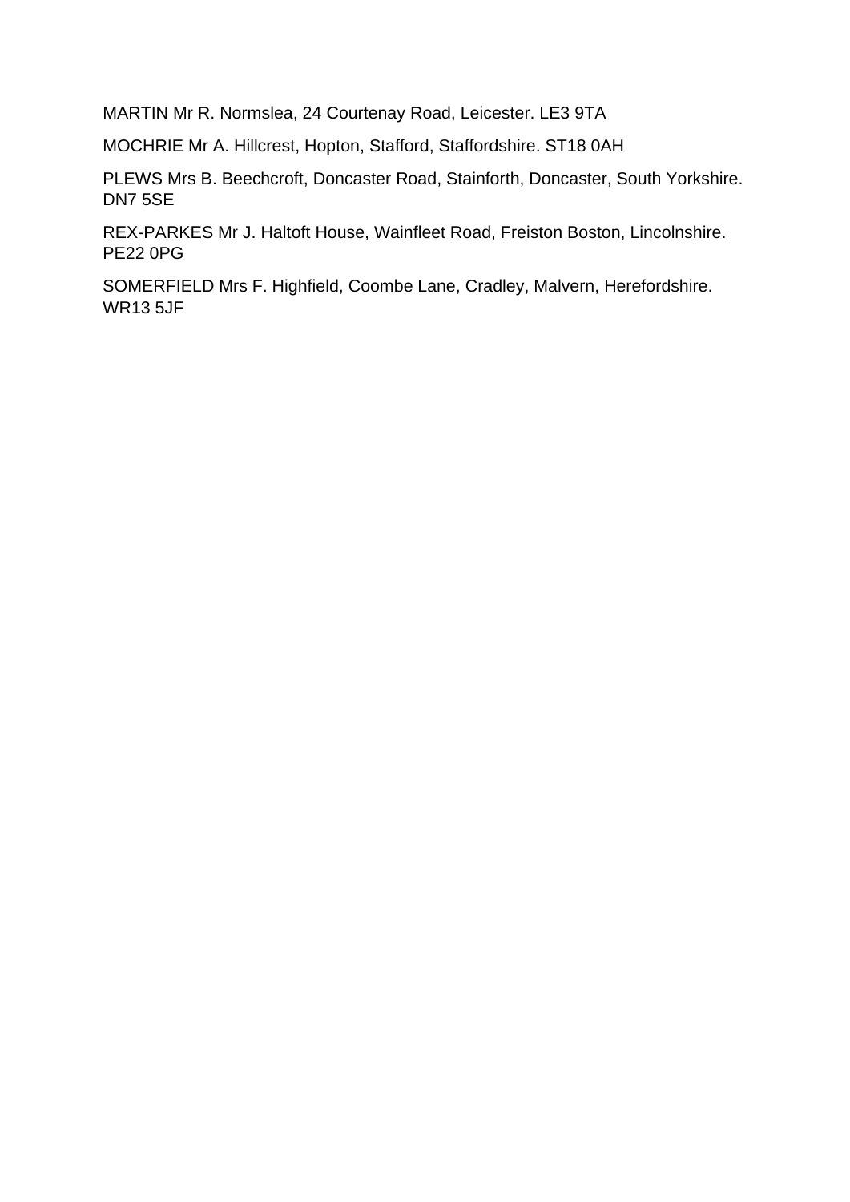MARTIN Mr R. Normslea, 24 Courtenay Road, Leicester. LE3 9TA

MOCHRIE Mr A. Hillcrest, Hopton, Stafford, Staffordshire. ST18 0AH

PLEWS Mrs B. Beechcroft, Doncaster Road, Stainforth, Doncaster, South Yorkshire. DN7 5SE

REX-PARKES Mr J. Haltoft House, Wainfleet Road, Freiston Boston, Lincolnshire. PE22 0PG

SOMERFIELD Mrs F. Highfield, Coombe Lane, Cradley, Malvern, Herefordshire. WR13 5JF